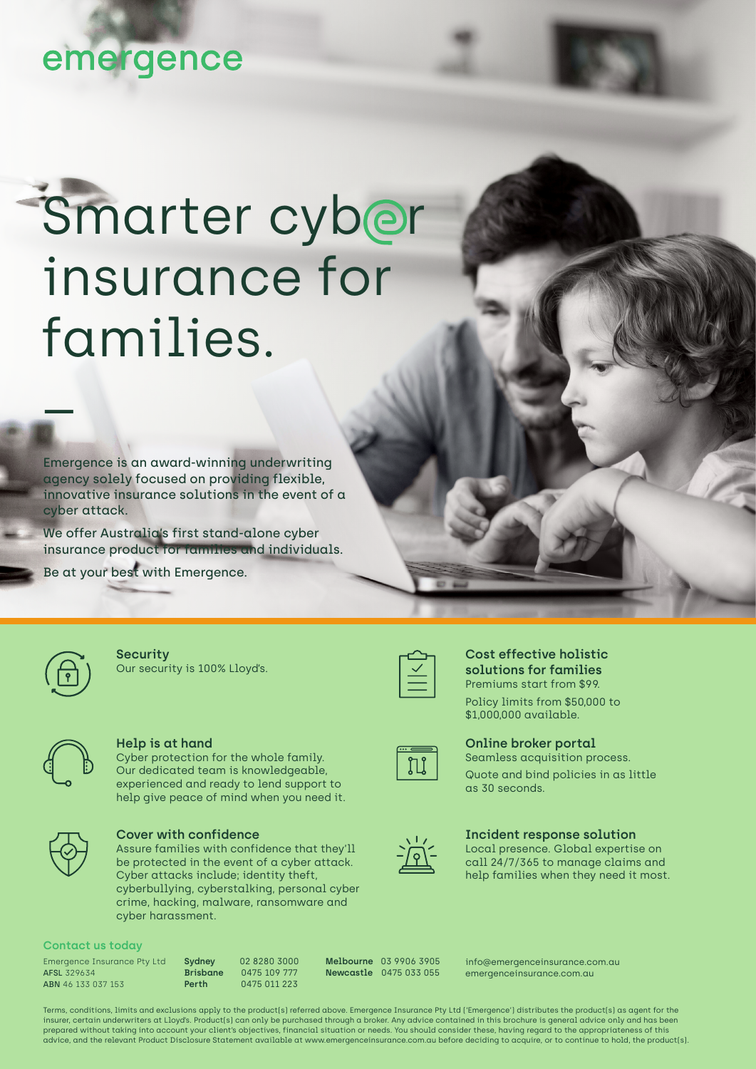emergence

# Smarter cyber insurance for families.

Emergence is an award-winning underwriting agency solely focused on providing flexible, innovative insurance solutions in the event of a cyber attack.

We offer Australia's first stand-alone cyber insurance product for families and individuals.

Be at your best with Emergence.

**Security**
Our security is 100% Lloyd's.

**Help is at hand**
Cyber protection for the whole family. Our dedicated team is knowledgeable, experienced and ready to lend support to help give peace of mind when you need it.

**Cover with confidence**
Assure families with confidence that they'll be protected in the event of a cyber attack. Cyber attacks include; identity theft, cyberbullying, cyberstalking, personal cyber crime, hacking, malware, ransomware and cyber harassment.

**Cost effective holistic solutions for families**
Premiums start from $99.

Policy limits from $50,000 to $1,000,000 available.

**Online broker portal**
Seamless acquisition process.

Quote and bind policies in as little as 30 seconds.

**Incident response solution**
Local presence. Global expertise on call 24/7/365 to manage claims and help families when they need it most.

**Contact us today**

Emergence Insurance Pty Ltd
**AFSL** 329634
**ABN** 46 133 037 153

**Sydney** 02 8280 3000
**Brisbane** 0475 109 777
**Perth** 0475 011 223

**Melbourne** 03 9906 3905
**Newcastle** 0475 033 055

info@emergenceinsurance.com.au
emergenceinsurance.com.au

Terms, conditions, limits and exclusions apply to the product(s) referred above. Emergence Insurance Pty Ltd ('Emergence') distributes the product(s) as agent for the insurer, certain underwriters at Lloyd's. Product(s) can only be purchased through a broker. Any advice contained in this brochure is general advice only and has been prepared without taking into account your client's objectives, financial situation or needs. You should consider these, having regard to the appropriateness of this advice, and the relevant Product Disclosure Statement available at www.emergenceinsurance.com.au before deciding to acquire, or to continue to hold, the product(s).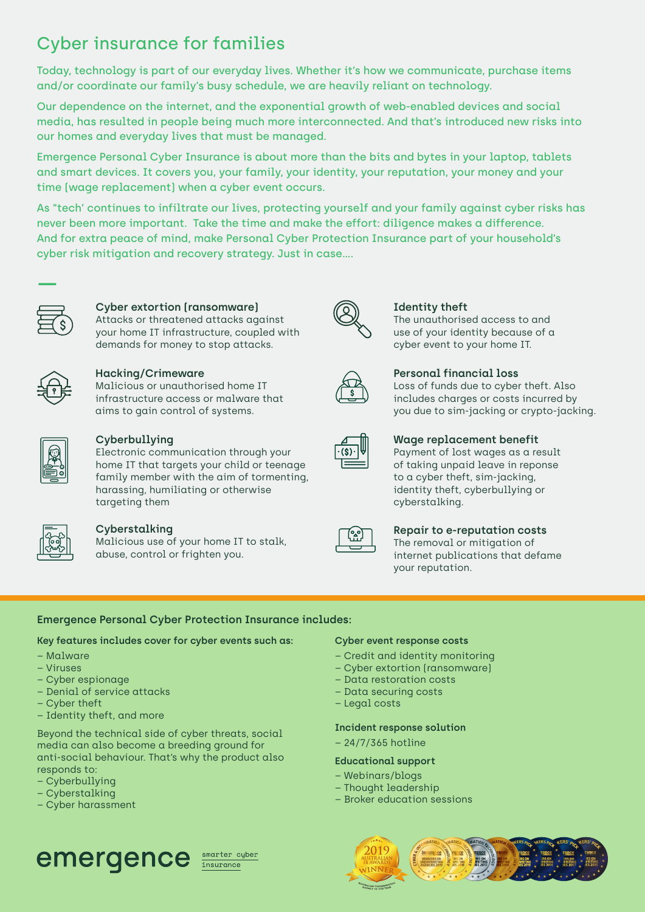# Cyber insurance for families

Today, technology is part of our everyday lives. Whether it's how we communicate, purchase items and/or coordinate our family's busy schedule, we are heavily reliant on technology.

Our dependence on the internet, and the exponential growth of web-enabled devices and social media, has resulted in people being much more interconnected. And that's introduced new risks into our homes and everyday lives that must be managed.

Emergence Personal Cyber Insurance is about more than the bits and bytes in your laptop, tablets and smart devices. It covers you, your family, your identity, your reputation, your money and your time (wage replacement) when a cyber event occurs.

As "tech' continues to infiltrate our lives, protecting yourself and your family against cyber risks has never been more important. Take the time and make the effort: diligence makes a difference. And for extra peace of mind, make Personal Cyber Protection Insurance part of your household's cyber risk mitigation and recovery strategy. Just in case....

**Cyber extortion (ransomware)**
Attacks or threatened attacks against your home IT infrastructure, coupled with demands for money to stop attacks.

**Hacking/Crimeware**
Malicious or unauthorised home IT infrastructure access or malware that aims to gain control of systems.

**Cyberbullying**
Electronic communication through your home IT that targets your child or teenage family member with the aim of tormenting, harassing, humiliating or otherwise targeting them

**Cyberstalking**
Malicious use of your home IT to stalk, abuse, control or frighten you.

**Identity theft**
The unauthorised access to and use of your identity because of a cyber event to your home IT.

**Personal financial loss**
Loss of funds due to cyber theft. Also includes charges or costs incurred by you due to sim-jacking or crypto-jacking.

**Wage replacement benefit**
Payment of lost wages as a result of taking unpaid leave in reponse to a cyber theft, sim-jacking, identity theft, cyberbullying or cyberstalking.

**Repair to e-reputation costs**
The removal or mitigation of internet publications that defame your reputation.

## Emergence Personal Cyber Protection Insurance includes:

**Key features includes cover for cyber events such as:**

- Malware
- Viruses
- Cyber espionage
- Denial of service attacks
- Cyber theft
- Identity theft, and more

Beyond the technical side of cyber threats, social media can also become a breeding ground for anti-social behaviour. That's why the product also responds to:

- Cyberbullying
- Cyberstalking
- Cyber harassment

**Cyber event response costs**

- Credit and identity monitoring
- Cyber extortion (ransomware)
- Data restoration costs
- Data securing costs
- Legal costs

**Incident response solution**

- 24/7/365 hotline

**Educational support**

- Webinars/blogs
- Thought leadership
- Broker education sessions

emergence smarter cyber insurance